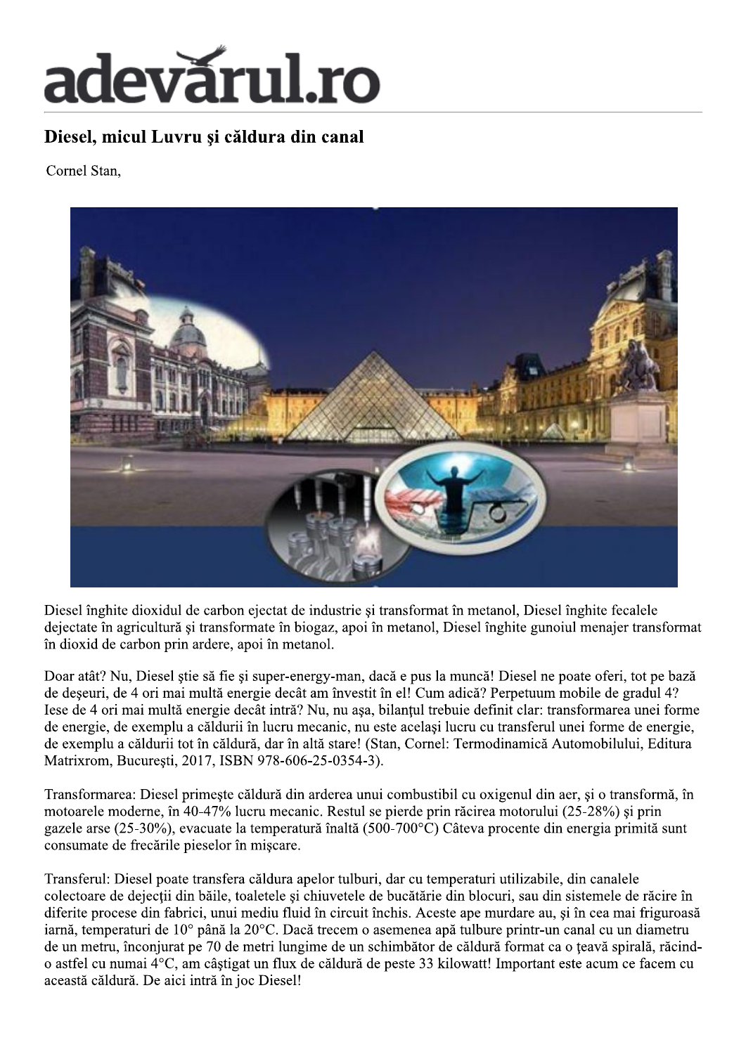# Diesel, micul Luvru şi căldura din canal

Cornel Stan,

Diesel înghite dioxidul de carbon ejectat de industrie şi transformat în metanol, Diesel înghite fecalele dejectate în agricultură şi transformate în biogaz, apoi în metanol, Diesel înghite gunoiul menajer transformat în dioxid de carbon prin ardere, apoi în metanol.

Doar atât? Nu, Diesel ştie să fie şi super-energy-man, dacă e pus la muncă! Diesel ne poate oferi, tot pe bază de deşeuri, de 4 ori mai multă energie decât am învestit în el! Cum adică? Perpetuum mobile de gradul 4? Iese de 4 ori mai multă energie decât intră? Nu, nu aşa, bilanţul trebuie definit clar: transformarea unei forme de energie, de exemplu a căldurii în lucru mecanic, nu este acelaşi lucru cu transferul unei forme de energie, de exemplu a căldurii tot în căldură, dar în altă stare! (Stan, Cornel: Termodinamică Automobilului, Editura Matrixrom, Bucureşti, 2017, ISBN 978-606-25-0354-3).

Transformarea: Diesel primeşte căldură din arderea unui combustibil cu oxigenul din aer, şi o transformă, în motoarele moderne, în 40-47% lucru mecanic. Restul se pierde prin răcirea motorului (25-28%) şi prin gazele arse (25-30%), evacuate la temperatură înaltă (500-700°C) Câteva procente din energia primită sunt consumate de frecările pieselor în mişcare.

Transferul: Diesel poate transfera căldura apelor tulburi, dar cu temperaturi utilizabile, din canalele colectoare de dejecţii din băile, toaletele şi chiuvetele de bucătărie din blocuri, sau din sistemele de răcire în diferite procese din fabrici, unui mediu fluid în circuit închis. Aceste ape murdare au, şi în cea mai friguroasă iarnă, temperaturi de 10° până la 20°C. Dacă trecem o asemenea apă tulbure printr-un canal cu un diametru de un metru, înconjurat pe 70 de metri lungime de un schimbător de căldură format ca o ţeavă spirală, răcind-o astfel cu numai 4°C, am câştigat un flux de căldură de peste 33 kilowatt! Important este acum ce facem cu această căldură. De aici intră în joc Diesel!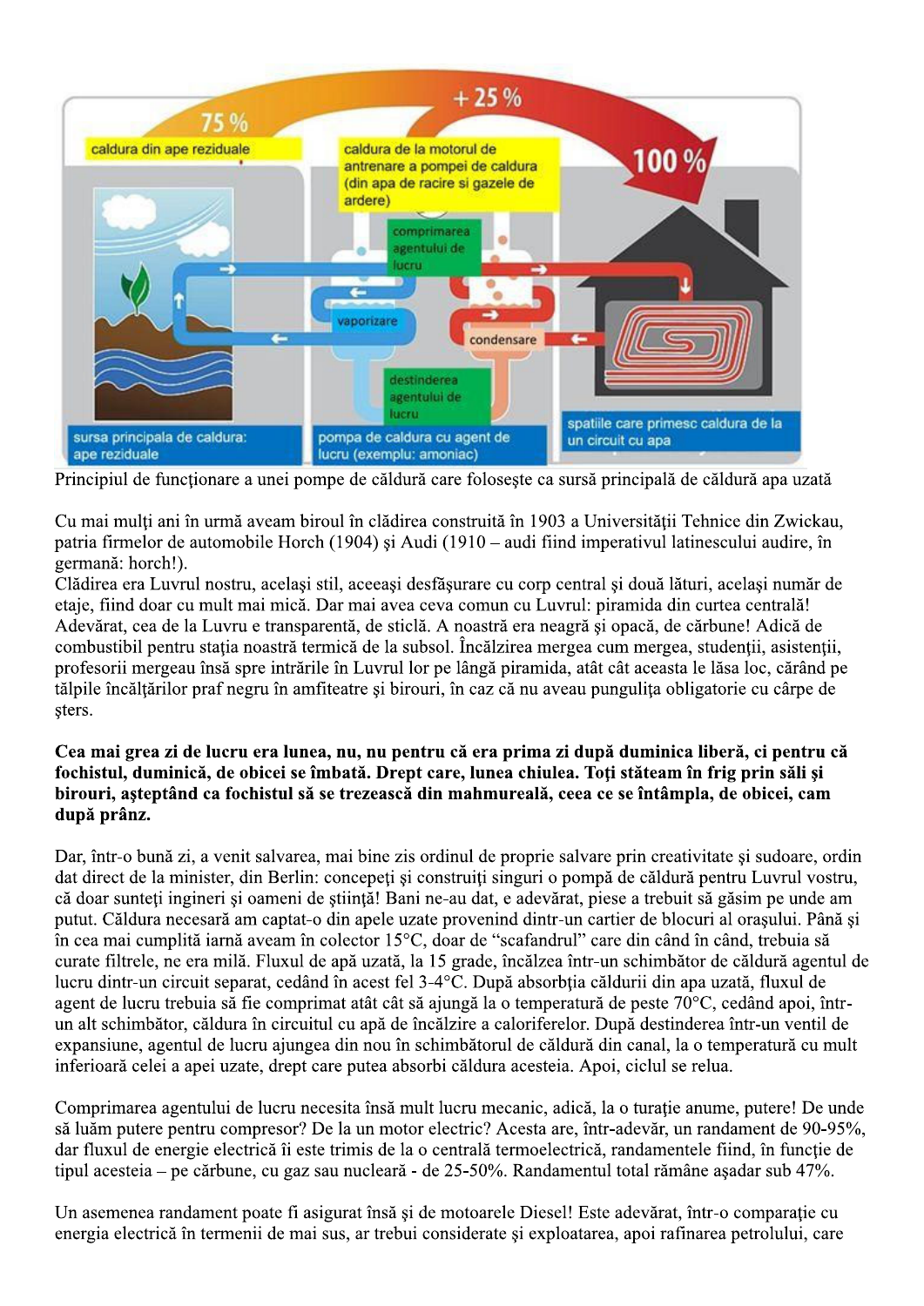Principiul de funcţionare a unei pompe de căldură care foloseşte ca sursă principală de căldură apa uzată

Cu mai mulţi ani în urmă aveam biroul în clădirea construită în 1903 a Universităţii Tehnice din Zwickau, patria firmelor de automobile Horch (1904) şi Audi (1910 – audi fiind imperativul latinescului audire, în germană: horch!).
Clădirea era Luvrul nostru, acelaşi stil, aceeaşi desfăşurare cu corp central şi două lături, acelaşi număr de etaje, fiind doar cu mult mai mică. Dar mai avea ceva comun cu Luvrul: piramida din curtea centrală! Adevărat, cea de la Luvru e transparentă, de sticlă. A noastră era neagră şi opacă, de cărbune! Adică de combustibil pentru staţia noastră termică de la subsol. Încălzirea mergea cum mergea, studenţii, asistenţii, profesorii mergeau însă spre intrările în Luvrul lor pe lângă piramida, atât cât aceasta le lăsa loc, cărând pe tălpile încălţărilor praf negru în amfiteatre şi birouri, în caz că nu aveau punguliţa obligatorie cu cârpe de şters.

**Cea mai grea zi de lucru era lunea, nu, nu pentru că era prima zi după duminica liberă, ci pentru că fochistul, duminică, de obicei se îmbată. Drept care, lunea chiulea. Toţi stăteam în frig prin săli şi birouri, aşteptând ca fochistul să se trezească din mahmureală, ceea ce se întâmpla, de obicei, cam după prânz.**

Dar, într-o bună zi, a venit salvarea, mai bine zis ordinul de proprie salvare prin creativitate şi sudoare, ordin dat direct de la minister, din Berlin: concepeţi şi construiţi singuri o pompă de căldură pentru Luvrul vostru, că doar sunteţi ingineri şi oameni de ştiinţă! Bani ne-au dat, e adevărat, piese a trebuit să găsim pe unde am putut. Căldura necesară am captat-o din apele uzate provenind dintr-un cartier de blocuri al oraşului. Până şi în cea mai cumplită iarnă aveam în colector 15°C, doar de "scafandrul" care din când în când, trebuia să curate filtrele, ne era milă. Fluxul de apă uzată, la 15 grade, încălzea într-un schimbător de căldură agentul de lucru dintr-un circuit separat, cedând în acest fel 3-4°C. După absorbţia căldurii din apa uzată, fluxul de agent de lucru trebuia să fie comprimat atât cât să ajungă la o temperatură de peste 70°C, cedând apoi, într-un alt schimbător, căldura în circuitul cu apă de încălzire a caloriferelor. După destinderea într-un ventil de expansiune, agentul de lucru ajungea din nou în schimbătorul de căldură din canal, la o temperatură cu mult inferioară celei a apei uzate, drept care putea absorbi căldura acesteia. Apoi, ciclul se relua.

Comprimarea agentului de lucru necesita însă mult lucru mecanic, adică, la o turaţie anume, putere! De unde să luăm putere pentru compresor? De la un motor electric? Acesta are, într-adevăr, un randament de 90-95%, dar fluxul de energie electrică îi este trimis de la o centrală termoelectrică, randamentele fiind, în funcţie de tipul acesteia – pe cărbune, cu gaz sau nucleară - de 25-50%. Randamentul total rămâne aşadar sub 47%.

Un asemenea randament poate fi asigurat însă şi de motoarele Diesel! Este adevărat, într-o comparaţie cu energia electrică în termenii de mai sus, ar trebui considerate şi exploatarea, apoi rafinarea petrolului, care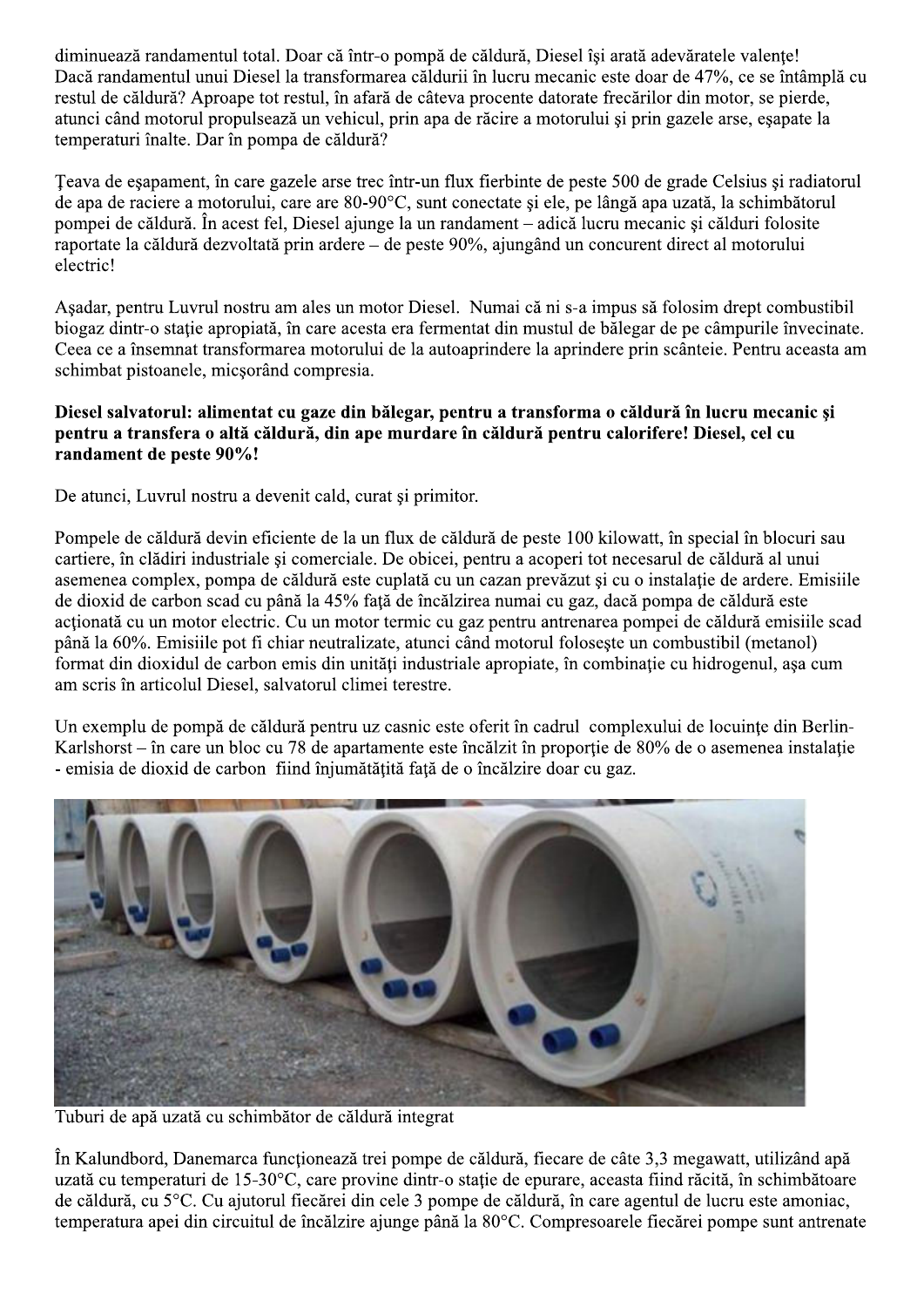diminuează randamentul total. Doar că într-o pompă de căldură, Diesel îşi arată adevăratele valenţe! Dacă randamentul unui Diesel la transformarea căldurii în lucru mecanic este doar de 47%, ce se întâmplă cu restul de căldură? Aproape tot restul, în afară de câteva procente datorate frecărilor din motor, se pierde, atunci când motorul propulsează un vehicul, prin apa de răcire a motorului şi prin gazele arse, eşapate la temperaturi înalte. Dar în pompa de căldură?

Ţeava de eşapament, în care gazele arse trec într-un flux fierbinte de peste 500 de grade Celsius şi radiatorul de apa de raciere a motorului, care are 80-90°C, sunt conectate şi ele, pe lângă apa uzată, la schimbătorul pompei de căldură. În acest fel, Diesel ajunge la un randament – adică lucru mecanic şi călduri folosite raportate la căldură dezvoltată prin ardere – de peste 90%, ajungând un concurent direct al motorului electric!

Aşadar, pentru Luvrul nostru am ales un motor Diesel. Numai că ni s-a impus să folosim drept combustibil biogaz dintr-o staţie apropiată, în care acesta era fermentat din mustul de bălegar de pe câmpurile învecinate. Ceea ce a însemnat transformarea motorului de la autoaprindere la aprindere prin scânteie. Pentru aceasta am schimbat pistoanele, micşorând compresia.

**Diesel salvatorul: alimentat cu gaze din bălegar, pentru a transforma o căldură în lucru mecanic şi pentru a transfera o altă căldură, din ape murdare în căldură pentru calorifere! Diesel, cel cu randament de peste 90%!**

De atunci, Luvrul nostru a devenit cald, curat şi primitor.

Pompele de căldură devin eficiente de la un flux de căldură de peste 100 kilowatt, în special în blocuri sau cartiere, în clădiri industriale şi comerciale. De obicei, pentru a acoperi tot necesarul de căldură al unui asemenea complex, pompa de căldură este cuplată cu un cazan prevăzut şi cu o instalaţie de ardere. Emisiile de dioxid de carbon scad cu până la 45% faţă de încălzirea numai cu gaz, dacă pompa de căldură este acţionată cu un motor electric. Cu un motor termic cu gaz pentru antrenarea pompei de căldură emisiile scad până la 60%. Emisiile pot fi chiar neutralizate, atunci când motorul foloseşte un combustibil (metanol) format din dioxidul de carbon emis din unităţi industriale apropiate, în combinaţie cu hidrogenul, aşa cum am scris în articolul Diesel, salvatorul climei terestre.

Un exemplu de pompă de căldură pentru uz casnic este oferit în cadrul complexului de locuinţe din Berlin-Karlshorst – în care un bloc cu 78 de apartamente este încălzit în proporţie de 80% de o asemenea instalaţie - emisia de dioxid de carbon fiind înjumătăţită faţă de o încălzire doar cu gaz.

Tuburi de apă uzată cu schimbător de căldură integrat

În Kalundbord, Danemarca funcţionează trei pompe de căldură, fiecare de câte 3,3 megawatt, utilizând apă uzată cu temperaturi de 15-30°C, care provine dintr-o staţie de epurare, aceasta fiind răcită, în schimbătoare de căldură, cu 5°C. Cu ajutorul fiecărei din cele 3 pompe de căldură, în care agentul de lucru este amoniac, temperatura apei din circuitul de încălzire ajunge până la 80°C. Compresoarele fiecărei pompe sunt antrenate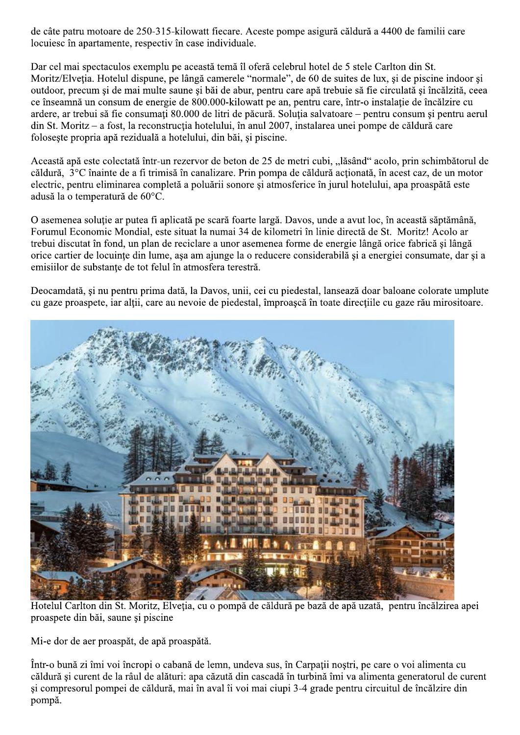de câte patru motoare de 250-315-kilowatt fiecare. Aceste pompe asigură căldură a 4400 de familii care locuiesc în apartamente, respectiv în case individuale.

Dar cel mai spectaculos exemplu pe această temă îl oferă celebrul hotel de 5 stele Carlton din St. Moritz/Elveţia. Hotelul dispune, pe lângă camerele "normale", de 60 de suites de lux, şi de piscine indoor şi outdoor, precum şi de mai multe saune şi băi de abur, pentru care apă trebuie să fie circulată şi încălzită, ceea ce înseamnă un consum de energie de 800.000-kilowatt pe an, pentru care, într-o instalaţie de încălzire cu ardere, ar trebui să fie consumaţi 80.000 de litri de păcură. Soluţia salvatoare – pentru consum şi pentru aerul din St. Moritz – a fost, la reconstrucţia hotelului, în anul 2007, instalarea unei pompe de căldură care foloseşte propria apă reziduală a hotelului, din băi, şi piscine.

Această apă este colectată într-un rezervor de beton de 25 de metri cubi, „lăsând" acolo, prin schimbătorul de căldură, 3°C înainte de a fi trimisă în canalizare. Prin pompa de căldură acţionată, în acest caz, de un motor electric, pentru eliminarea completă a poluării sonore şi atmosferice în jurul hotelului, apa proaspătă este adusă la o temperatură de 60°C.

O asemenea soluţie ar putea fi aplicată pe scară foarte largă. Davos, unde a avut loc, în această săptămână, Forumul Economic Mondial, este situat la numai 34 de kilometri în linie directă de St. Moritz! Acolo ar trebui discutat în fond, un plan de reciclare a unor asemenea forme de energie lângă orice fabrică şi lângă orice cartier de locuinţe din lume, aşa am ajunge la o reducere considerabilă şi a energiei consumate, dar şi a emisiilor de substanţe de tot felul în atmosfera terestră.

Deocamdată, şi nu pentru prima dată, la Davos, unii, cei cu piedestal, lansează doar baloane colorate umplute cu gaze proaspete, iar alţii, care au nevoie de piedestal, împroaşcă în toate direcţiile cu gaze rău mirositoare.

Hotelul Carlton din St. Moritz, Elveţia, cu o pompă de căldură pe bază de apă uzată, pentru încălzirea apei proaspete din băi, saune şi piscine

Mi-e dor de aer proaspăt, de apă proaspătă.

Într-o bună zi îmi voi încropi o cabană de lemn, undeva sus, în Carpaţii noştri, pe care o voi alimenta cu căldură şi curent de la râul de alături: apa căzută din cascadă în turbină îmi va alimenta generatorul de curent şi compresorul pompei de căldură, mai în aval îi voi mai ciupi 3-4 grade pentru circuitul de încălzire din pompă.